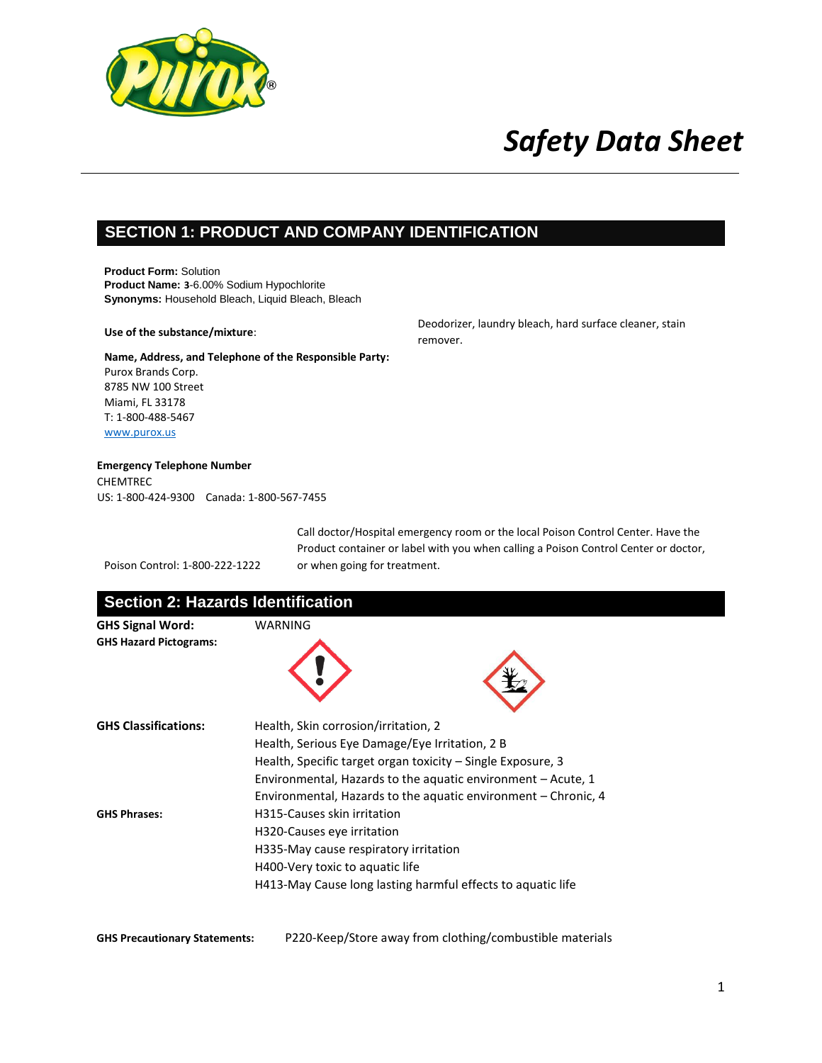# Safety Data Sheet

## SECTION 1: PRODUCT AND COMPANY IDENTIFICATION

**Product Form:** Solution
**Product Name:** **3**-6.00% Sodium Hypochlorite
**Synonyms:** Household Bleach, Liquid Bleach, Bleach

**Use of the substance/mixture**: Deodorizer, laundry bleach, hard surface cleaner, stain remover.

**Name, Address, and Telephone of the Responsible Party:**
Purox Brands Corp.
8785 NW 100 Street
Miami, FL 33178
T: 1-800-488-5467
www.purox.us

**Emergency Telephone Number**
CHEMTREC
US: 1-800-424-9300    Canada: 1-800-567-7455

Poison Control: 1-800-222-1222

Call doctor/Hospital emergency room or the local Poison Control Center. Have the Product container or label with you when calling a Poison Control Center or doctor, or when going for treatment.

## Section 2: Hazards Identification

**GHS Signal Word:** WARNING

**GHS Hazard Pictograms:**

**GHS Classifications:**
Health, Skin corrosion/irritation, 2
Health, Serious Eye Damage/Eye Irritation, 2 B
Health, Specific target organ toxicity – Single Exposure, 3
Environmental, Hazards to the aquatic environment – Acute, 1
Environmental, Hazards to the aquatic environment – Chronic, 4

**GHS Phrases:**
H315-Causes skin irritation
H320-Causes eye irritation
H335-May cause respiratory irritation
H400-Very toxic to aquatic life
H413-May Cause long lasting harmful effects to aquatic life

**GHS Precautionary Statements:** P220-Keep/Store away from clothing/combustible materials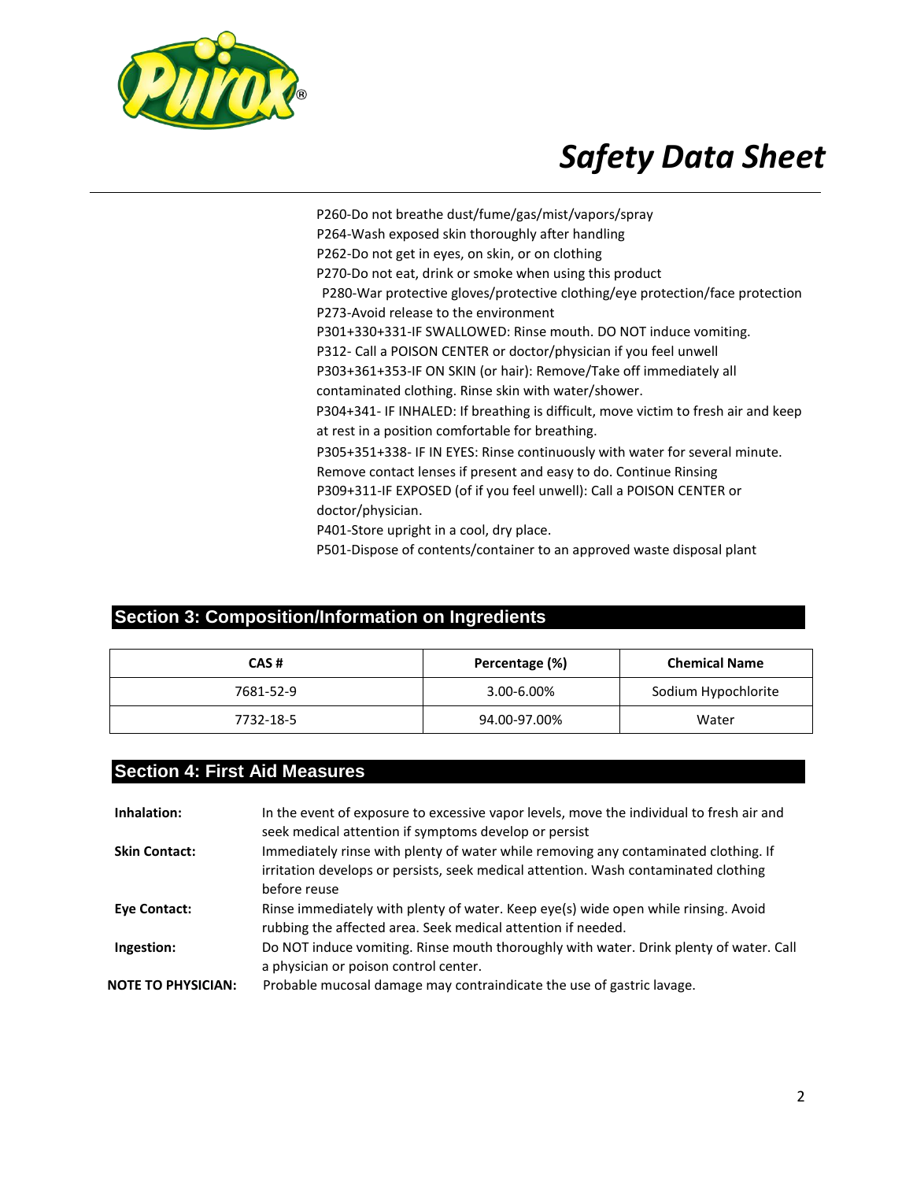P260-Do not breathe dust/fume/gas/mist/vapors/spray
P264-Wash exposed skin thoroughly after handling
P262-Do not get in eyes, on skin, or on clothing
P270-Do not eat, drink or smoke when using this product
P280-War protective gloves/protective clothing/eye protection/face protection
P273-Avoid release to the environment
P301+330+331-IF SWALLOWED: Rinse mouth. DO NOT induce vomiting.
P312- Call a POISON CENTER or doctor/physician if you feel unwell
P303+361+353-IF ON SKIN (or hair): Remove/Take off immediately all contaminated clothing. Rinse skin with water/shower.
P304+341- IF INHALED: If breathing is difficult, move victim to fresh air and keep at rest in a position comfortable for breathing.
P305+351+338- IF IN EYES: Rinse continuously with water for several minute. Remove contact lenses if present and easy to do. Continue Rinsing
P309+311-IF EXPOSED (of if you feel unwell): Call a POISON CENTER or doctor/physician.
P401-Store upright in a cool, dry place.
P501-Dispose of contents/container to an approved waste disposal plant

## Section 3: Composition/Information on Ingredients

| CAS # | Percentage (%) | Chemical Name |
|---|---|---|
| 7681-52-9 | 3.00-6.00% | Sodium Hypochlorite |
| 7732-18-5 | 94.00-97.00% | Water |

## Section 4: First Aid Measures

**Inhalation:** In the event of exposure to excessive vapor levels, move the individual to fresh air and seek medical attention if symptoms develop or persist

**Skin Contact:** Immediately rinse with plenty of water while removing any contaminated clothing. If irritation develops or persists, seek medical attention. Wash contaminated clothing before reuse

**Eye Contact:** Rinse immediately with plenty of water. Keep eye(s) wide open while rinsing. Avoid rubbing the affected area. Seek medical attention if needed.

**Ingestion:** Do NOT induce vomiting. Rinse mouth thoroughly with water. Drink plenty of water. Call a physician or poison control center.

**NOTE TO PHYSICIAN:** Probable mucosal damage may contraindicate the use of gastric lavage.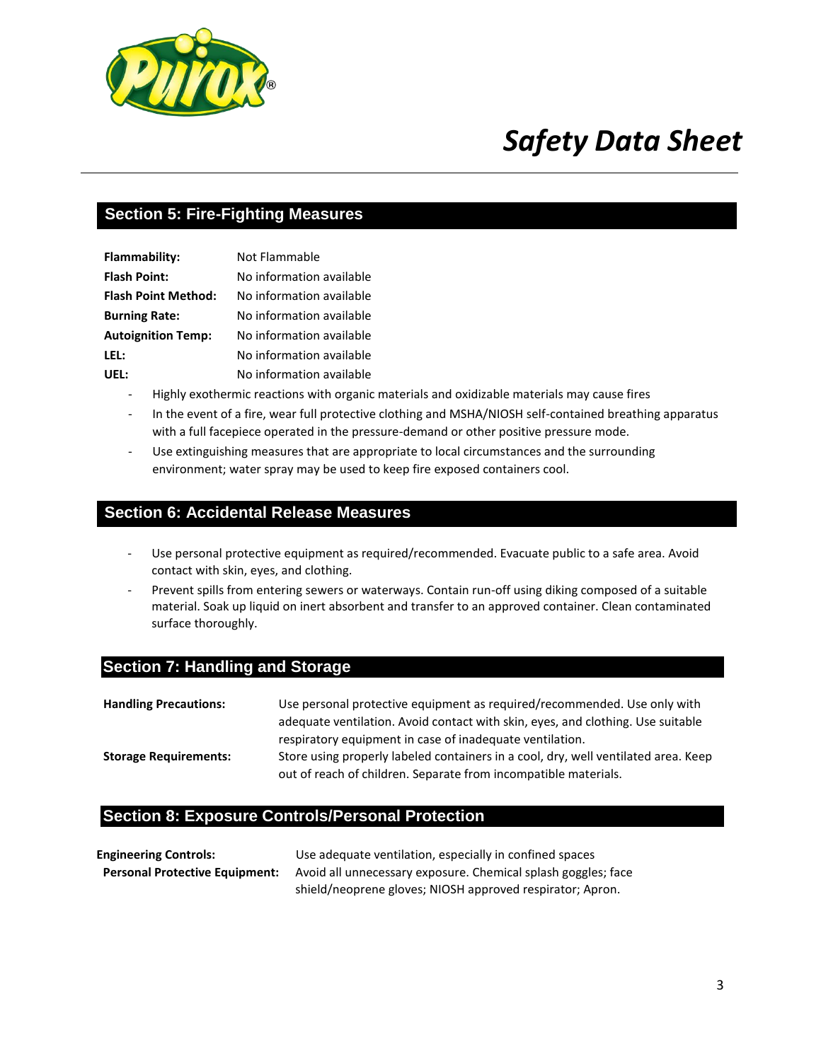## Section 5: Fire-Fighting Measures

| | |
|---|---|
| **Flammability:** | Not Flammable |
| **Flash Point:** | No information available |
| **Flash Point Method:** | No information available |
| **Burning Rate:** | No information available |
| **Autoignition Temp:** | No information available |
| **LEL:** | No information available |
| **UEL:** | No information available |

- Highly exothermic reactions with organic materials and oxidizable materials may cause fires
- In the event of a fire, wear full protective clothing and MSHA/NIOSH self-contained breathing apparatus with a full facepiece operated in the pressure-demand or other positive pressure mode.
- Use extinguishing measures that are appropriate to local circumstances and the surrounding environment; water spray may be used to keep fire exposed containers cool.

## Section 6: Accidental Release Measures

- Use personal protective equipment as required/recommended. Evacuate public to a safe area. Avoid contact with skin, eyes, and clothing.
- Prevent spills from entering sewers or waterways. Contain run-off using diking composed of a suitable material. Soak up liquid on inert absorbent and transfer to an approved container. Clean contaminated surface thoroughly.

## Section 7: Handling and Storage

| | |
|---|---|
| **Handling Precautions:** | Use personal protective equipment as required/recommended. Use only with adequate ventilation. Avoid contact with skin, eyes, and clothing. Use suitable respiratory equipment in case of inadequate ventilation. |
| **Storage Requirements:** | Store using properly labeled containers in a cool, dry, well ventilated area. Keep out of reach of children. Separate from incompatible materials. |

## Section 8: Exposure Controls/Personal Protection

| | |
|---|---|
| **Engineering Controls:** | Use adequate ventilation, especially in confined spaces |
| **Personal Protective Equipment:** | Avoid all unnecessary exposure. Chemical splash goggles; face shield/neoprene gloves; NIOSH approved respirator; Apron. |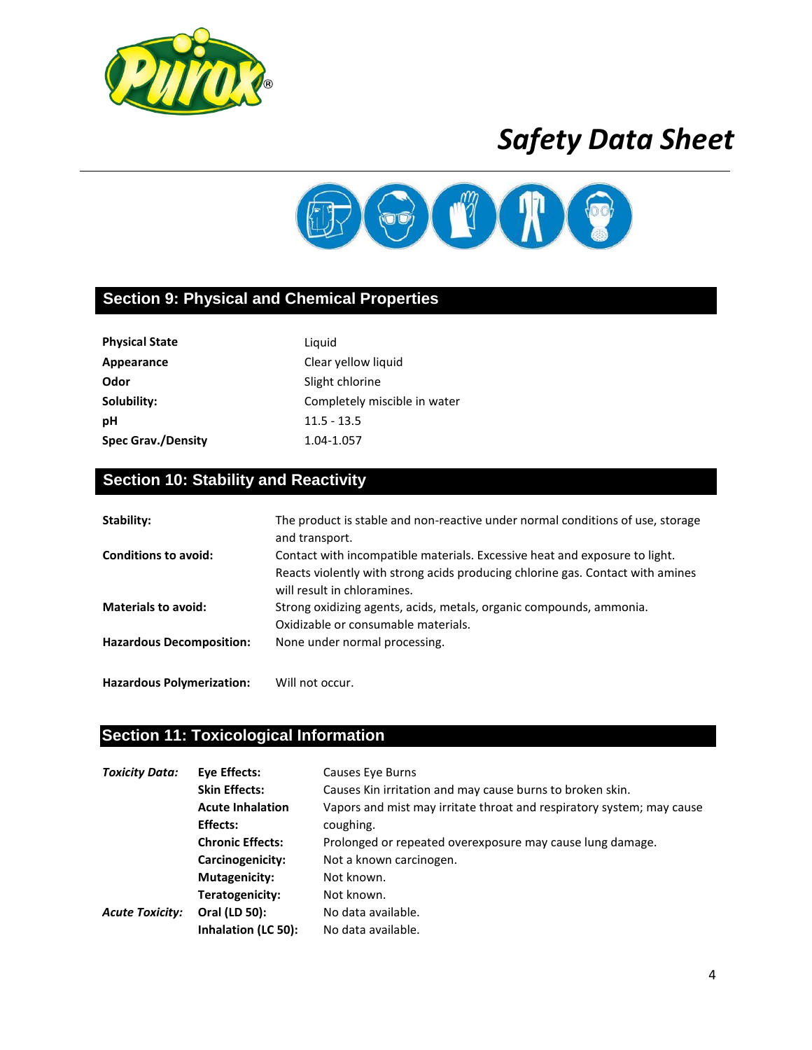# Safety Data Sheet

## Section 9: Physical and Chemical Properties

| | |
|---|---|
| **Physical State** | Liquid |
| **Appearance** | Clear yellow liquid |
| **Odor** | Slight chlorine |
| **Solubility:** | Completely miscible in water |
| **pH** | 11.5 - 13.5 |
| **Spec Grav./Density** | 1.04-1.057 |

## Section 10: Stability and Reactivity

| | |
|---|---|
| **Stability:** | The product is stable and non-reactive under normal conditions of use, storage and transport. |
| **Conditions to avoid:** | Contact with incompatible materials. Excessive heat and exposure to light. Reacts violently with strong acids producing chlorine gas. Contact with amines will result in chloramines. |
| **Materials to avoid:** | Strong oxidizing agents, acids, metals, organic compounds, ammonia. Oxidizable or consumable materials. |
| **Hazardous Decomposition:** | None under normal processing. |
| **Hazardous Polymerization:** | Will not occur. |

## Section 11: Toxicological Information

| | | |
|---|---|---|
| ***Toxicity Data:*** | **Eye Effects:** | Causes Eye Burns |
| | **Skin Effects:** | Causes Kin irritation and may cause burns to broken skin. |
| | **Acute Inhalation Effects:** | Vapors and mist may irritate throat and respiratory system; may cause coughing. |
| | **Chronic Effects:** | Prolonged or repeated overexposure may cause lung damage. |
| | **Carcinogenicity:** | Not a known carcinogen. |
| | **Mutagenicity:** | Not known. |
| | **Teratogenicity:** | Not known. |
| ***Acute Toxicity:*** | **Oral (LD 50):** | No data available. |
| | **Inhalation (LC 50):** | No data available. |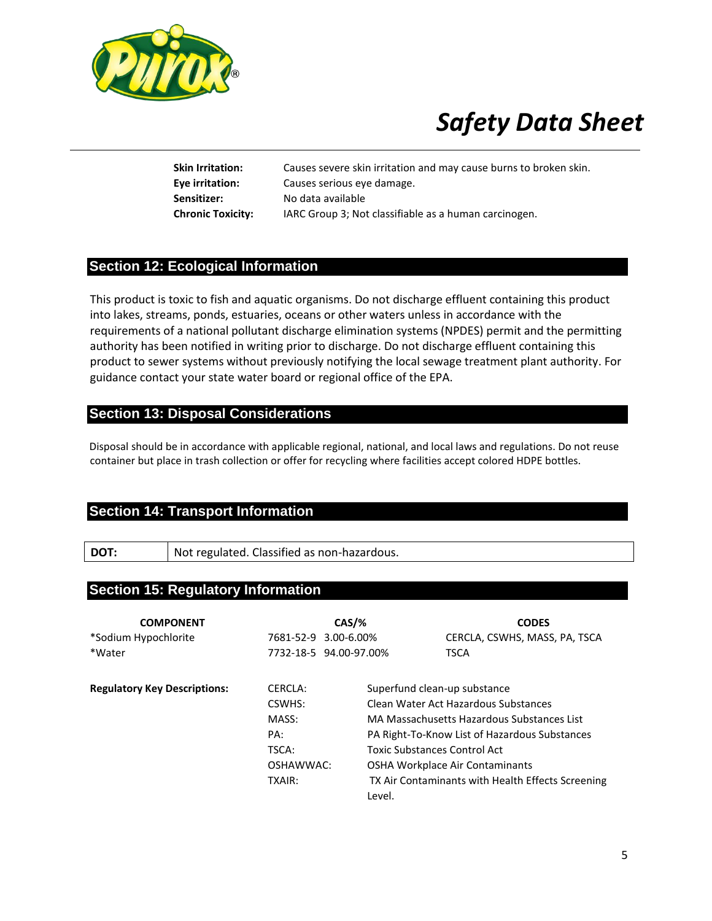| | |
|---|---|
| **Skin Irritation:** | Causes severe skin irritation and may cause burns to broken skin. |
| **Eye irritation:** | Causes serious eye damage. |
| **Sensitizer:** | No data available |
| **Chronic Toxicity:** | IARC Group 3; Not classifiable as a human carcinogen. |

## Section 12: Ecological Information

This product is toxic to fish and aquatic organisms. Do not discharge effluent containing this product into lakes, streams, ponds, estuaries, oceans or other waters unless in accordance with the requirements of a national pollutant discharge elimination systems (NPDES) permit and the permitting authority has been notified in writing prior to discharge. Do not discharge effluent containing this product to sewer systems without previously notifying the local sewage treatment plant authority. For guidance contact your state water board or regional office of the EPA.

## Section 13: Disposal Considerations

Disposal should be in accordance with applicable regional, national, and local laws and regulations. Do not reuse container but place in trash collection or offer for recycling where facilities accept colored HDPE bottles.

## Section 14: Transport Information

| **DOT:** | Not regulated. Classified as non-hazardous. |
|---|---|

## Section 15: Regulatory Information

| COMPONENT | CAS/% | CODES |
|---|---|---|
| *Sodium Hypochlorite | 7681-52-9 3.00-6.00% | CERCLA, CSWHS, MASS, PA, TSCA |
| *Water | 7732-18-5 94.00-97.00% | TSCA |

| **Regulatory Key Descriptions:** | | |
|---|---|---|
| | CERCLA: | Superfund clean-up substance |
| | CSWHS: | Clean Water Act Hazardous Substances |
| | MASS: | MA Massachusetts Hazardous Substances List |
| | PA: | PA Right-To-Know List of Hazardous Substances |
| | TSCA: | Toxic Substances Control Act |
| | OSHAWWAC: | OSHA Workplace Air Contaminants |
| | TXAIR: | TX Air Contaminants with Health Effects Screening Level. |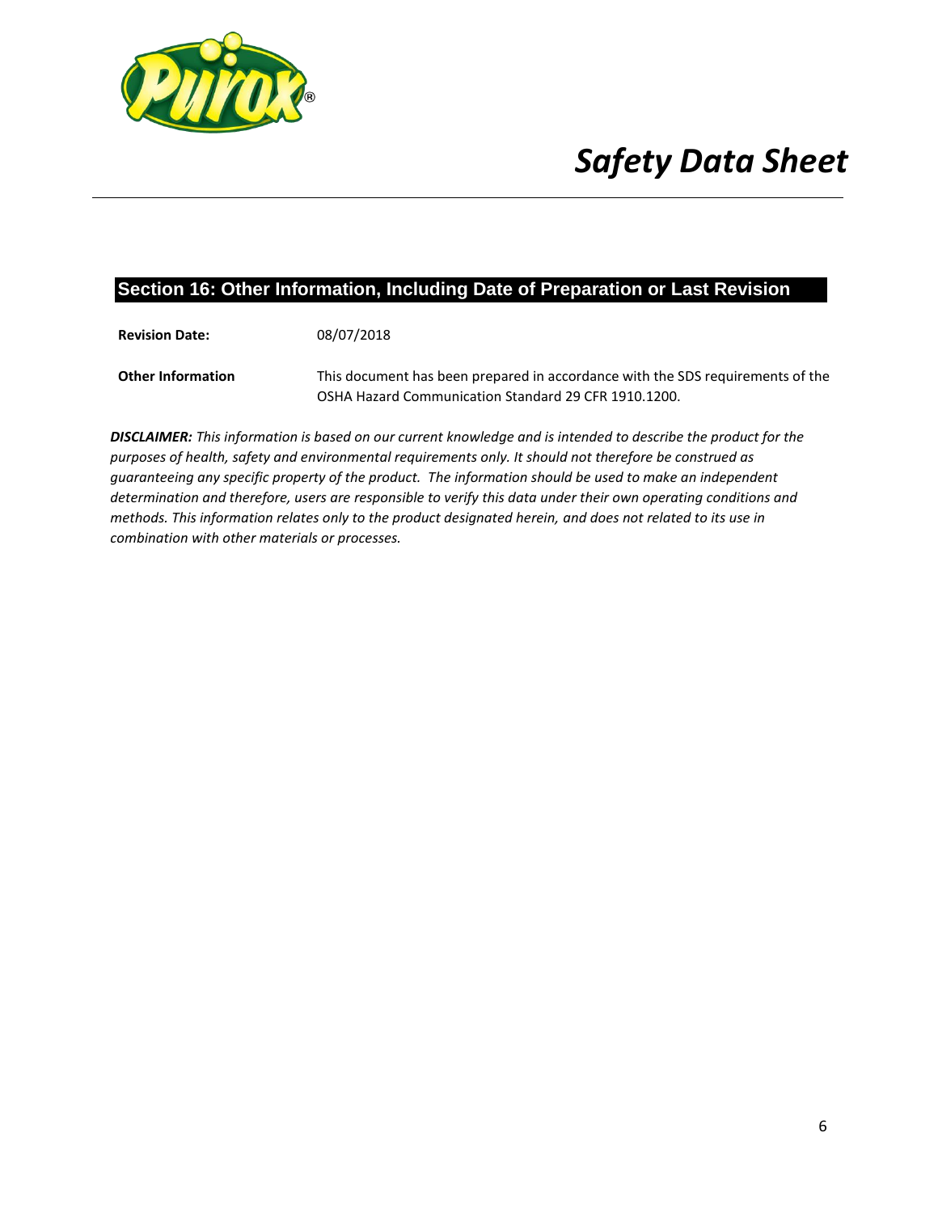# Safety Data Sheet

## Section 16: Other Information, Including Date of Preparation or Last Revision

| | |
|---|---|
| **Revision Date:** | 08/07/2018 |
| **Other Information** | This document has been prepared in accordance with the SDS requirements of the OSHA Hazard Communication Standard 29 CFR 1910.1200. |

***DISCLAIMER:*** *This information is based on our current knowledge and is intended to describe the product for the purposes of health, safety and environmental requirements only. It should not therefore be construed as guaranteeing any specific property of the product. The information should be used to make an independent determination and therefore, users are responsible to verify this data under their own operating conditions and methods. This information relates only to the product designated herein, and does not related to its use in combination with other materials or processes.*